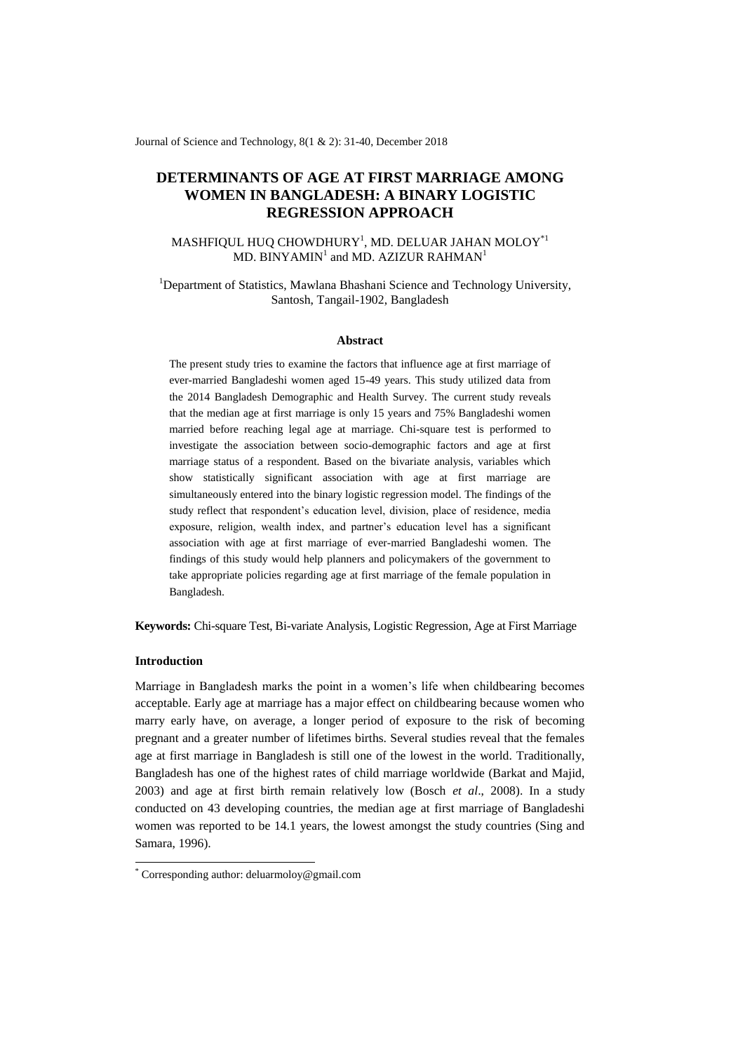# DETERMINANTS OF AGE AT FIRST MARRIAGE AMONG WOMEN IN BANGLADESH: A BINARY LOGISTIC REGRESSION APPROACH

MASHFIQUL HUQ CHOWDHURY[1], MD. DELUAR JAHAN MOLOY[*1] MD. BINYAMIN[1] and MD. AZIZUR RAHMAN[1]

[1]Department of Statistics, Mawlana Bhashani Science and Technology University, Santosh, Tangail-1902, Bangladesh

## Abstract

The present study tries to examine the factors that influence age at first marriage of ever-married Bangladeshi women aged 15-49 years. This study utilized data from the 2014 Bangladesh Demographic and Health Survey. The current study reveals that the median age at first marriage is only 15 years and 75% Bangladeshi women married before reaching legal age at marriage. Chi-square test is performed to investigate the association between socio-demographic factors and age at first marriage status of a respondent. Based on the bivariate analysis, variables which show statistically significant association with age at first marriage are simultaneously entered into the binary logistic regression model. The findings of the study reflect that respondent's education level, division, place of residence, media exposure, religion, wealth index, and partner's education level has a significant association with age at first marriage of ever-married Bangladeshi women. The findings of this study would help planners and policymakers of the government to take appropriate policies regarding age at first marriage of the female population in Bangladesh.

**Keywords:** Chi-square Test, Bi-variate Analysis, Logistic Regression, Age at First Marriage

## Introduction

Marriage in Bangladesh marks the point in a women's life when childbearing becomes acceptable. Early age at marriage has a major effect on childbearing because women who marry early have, on average, a longer period of exposure to the risk of becoming pregnant and a greater number of lifetimes births. Several studies reveal that the females age at first marriage in Bangladesh is still one of the lowest in the world. Traditionally, Bangladesh has one of the highest rates of child marriage worldwide (Barkat and Majid, 2003) and age at first birth remain relatively low (Bosch *et al*., 2008). In a study conducted on 43 developing countries, the median age at first marriage of Bangladeshi women was reported to be 14.1 years, the lowest amongst the study countries (Sing and Samara, 1996).

[*] Corresponding author: deluarmoloy@gmail.com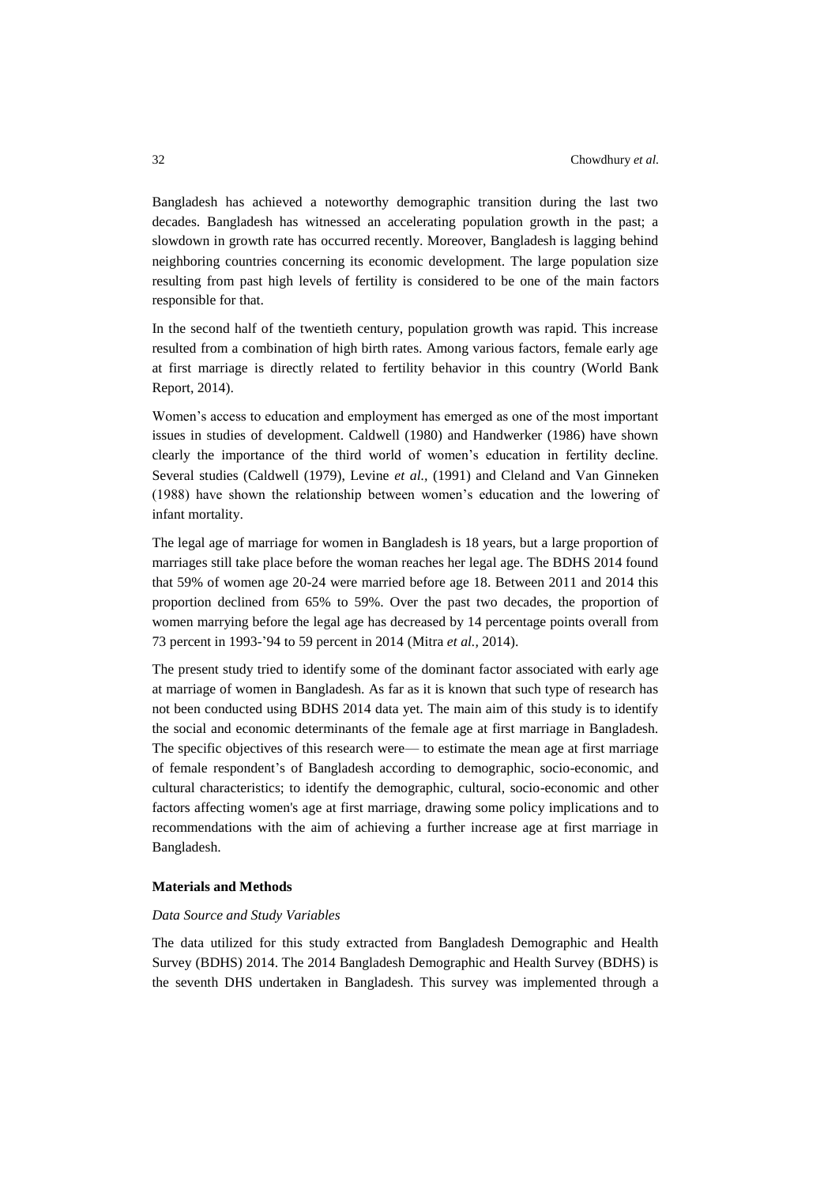Bangladesh has achieved a noteworthy demographic transition during the last two decades. Bangladesh has witnessed an accelerating population growth in the past; a slowdown in growth rate has occurred recently. Moreover, Bangladesh is lagging behind neighboring countries concerning its economic development. The large population size resulting from past high levels of fertility is considered to be one of the main factors responsible for that.

In the second half of the twentieth century, population growth was rapid. This increase resulted from a combination of high birth rates. Among various factors, female early age at first marriage is directly related to fertility behavior in this country (World Bank Report, 2014).

Women's access to education and employment has emerged as one of the most important issues in studies of development. Caldwell (1980) and Handwerker (1986) have shown clearly the importance of the third world of women's education in fertility decline. Several studies (Caldwell (1979), Levine *et al.,* (1991) and Cleland and Van Ginneken (1988) have shown the relationship between women's education and the lowering of infant mortality.

The legal age of marriage for women in Bangladesh is 18 years, but a large proportion of marriages still take place before the woman reaches her legal age. The BDHS 2014 found that 59% of women age 20-24 were married before age 18. Between 2011 and 2014 this proportion declined from 65% to 59%. Over the past two decades, the proportion of women marrying before the legal age has decreased by 14 percentage points overall from 73 percent in 1993-'94 to 59 percent in 2014 (Mitra *et al.,* 2014).

The present study tried to identify some of the dominant factor associated with early age at marriage of women in Bangladesh. As far as it is known that such type of research has not been conducted using BDHS 2014 data yet. The main aim of this study is to identify the social and economic determinants of the female age at first marriage in Bangladesh. The specific objectives of this research were— to estimate the mean age at first marriage of female respondent's of Bangladesh according to demographic, socio-economic, and cultural characteristics; to identify the demographic, cultural, socio-economic and other factors affecting women's age at first marriage, drawing some policy implications and to recommendations with the aim of achieving a further increase age at first marriage in Bangladesh.

## Materials and Methods

### *Data Source and Study Variables*

The data utilized for this study extracted from Bangladesh Demographic and Health Survey (BDHS) 2014. The 2014 Bangladesh Demographic and Health Survey (BDHS) is the seventh DHS undertaken in Bangladesh. This survey was implemented through a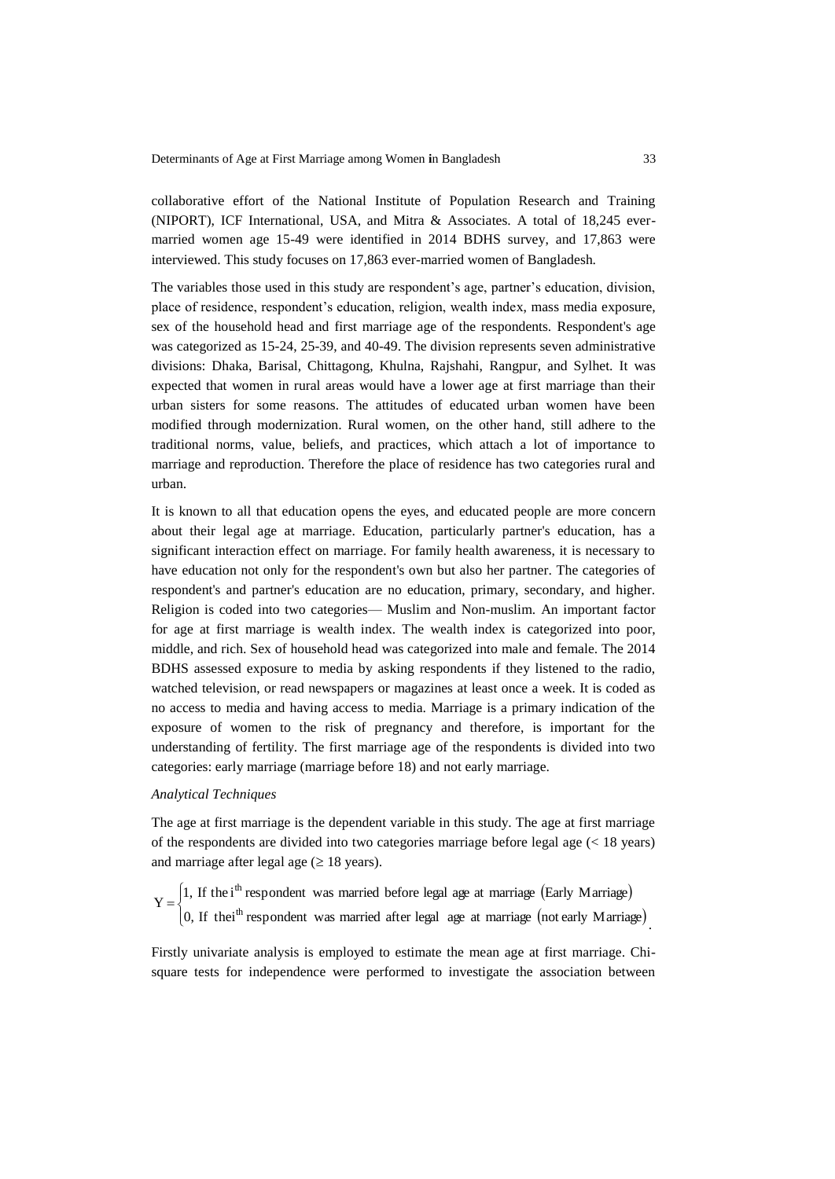collaborative effort of the National Institute of Population Research and Training (NIPORT), ICF International, USA, and Mitra & Associates. A total of 18,245 ever-married women age 15-49 were identified in 2014 BDHS survey, and 17,863 were interviewed. This study focuses on 17,863 ever-married women of Bangladesh.

The variables those used in this study are respondent's age, partner's education, division, place of residence, respondent's education, religion, wealth index, mass media exposure, sex of the household head and first marriage age of the respondents. Respondent's age was categorized as 15-24, 25-39, and 40-49. The division represents seven administrative divisions: Dhaka, Barisal, Chittagong, Khulna, Rajshahi, Rangpur, and Sylhet. It was expected that women in rural areas would have a lower age at first marriage than their urban sisters for some reasons. The attitudes of educated urban women have been modified through modernization. Rural women, on the other hand, still adhere to the traditional norms, value, beliefs, and practices, which attach a lot of importance to marriage and reproduction. Therefore the place of residence has two categories rural and urban.

It is known to all that education opens the eyes, and educated people are more concern about their legal age at marriage. Education, particularly partner's education, has a significant interaction effect on marriage. For family health awareness, it is necessary to have education not only for the respondent's own but also her partner. The categories of respondent's and partner's education are no education, primary, secondary, and higher. Religion is coded into two categories— Muslim and Non-muslim. An important factor for age at first marriage is wealth index. The wealth index is categorized into poor, middle, and rich. Sex of household head was categorized into male and female. The 2014 BDHS assessed exposure to media by asking respondents if they listened to the radio, watched television, or read newspapers or magazines at least once a week. It is coded as no access to media and having access to media. Marriage is a primary indication of the exposure of women to the risk of pregnancy and therefore, is important for the understanding of fertility. The first marriage age of the respondents is divided into two categories: early marriage (marriage before 18) and not early marriage.

*Analytical Techniques*

The age at first marriage is the dependent variable in this study. The age at first marriage of the respondents are divided into two categories marriage before legal age (< 18 years) and marriage after legal age (≥ 18 years).

$$
Y = \begin{cases} 1, & \text{If the } i^{\text{th}} \text{ respondent was married before legal age at marriage (Early Marriage)} \\ 0, & \text{If the } i^{\text{th}} \text{ respondent was married after legal age at marriage (not early Marriage)} \end{cases}.
$$

Firstly univariate analysis is employed to estimate the mean age at first marriage. Chi-square tests for independence were performed to investigate the association between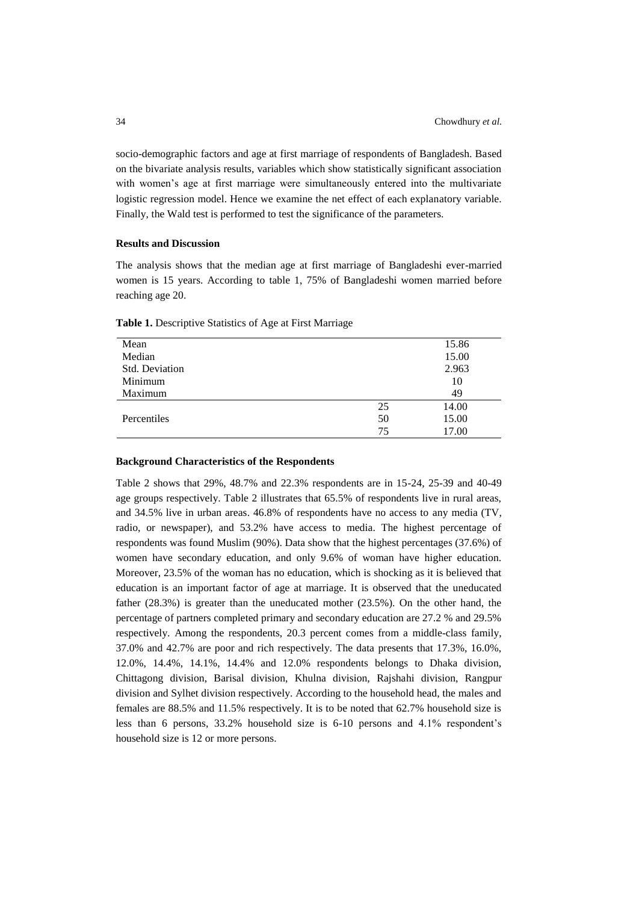socio-demographic factors and age at first marriage of respondents of Bangladesh. Based on the bivariate analysis results, variables which show statistically significant association with women's age at first marriage were simultaneously entered into the multivariate logistic regression model. Hence we examine the net effect of each explanatory variable. Finally, the Wald test is performed to test the significance of the parameters.

### Results and Discussion

The analysis shows that the median age at first marriage of Bangladeshi ever-married women is 15 years. According to table 1, 75% of Bangladeshi women married before reaching age 20.

**Table 1.** Descriptive Statistics of Age at First Marriage

| | | |
|---|---|---|
| Mean | | 15.86 |
| Median | | 15.00 |
| Std. Deviation | | 2.963 |
| Minimum | | 10 |
| Maximum | | 49 |
| Percentiles | 25 | 14.00 |
| | 50 | 15.00 |
| | 75 | 17.00 |

### Background Characteristics of the Respondents

Table 2 shows that 29%, 48.7% and 22.3% respondents are in 15-24, 25-39 and 40-49 age groups respectively. Table 2 illustrates that 65.5% of respondents live in rural areas, and 34.5% live in urban areas. 46.8% of respondents have no access to any media (TV, radio, or newspaper), and 53.2% have access to media. The highest percentage of respondents was found Muslim (90%). Data show that the highest percentages (37.6%) of women have secondary education, and only 9.6% of woman have higher education. Moreover, 23.5% of the woman has no education, which is shocking as it is believed that education is an important factor of age at marriage. It is observed that the uneducated father (28.3%) is greater than the uneducated mother (23.5%). On the other hand, the percentage of partners completed primary and secondary education are 27.2 % and 29.5% respectively. Among the respondents, 20.3 percent comes from a middle-class family, 37.0% and 42.7% are poor and rich respectively. The data presents that 17.3%, 16.0%, 12.0%, 14.4%, 14.1%, 14.4% and 12.0% respondents belongs to Dhaka division, Chittagong division, Barisal division, Khulna division, Rajshahi division, Rangpur division and Sylhet division respectively. According to the household head, the males and females are 88.5% and 11.5% respectively. It is to be noted that 62.7% household size is less than 6 persons, 33.2% household size is 6-10 persons and 4.1% respondent's household size is 12 or more persons.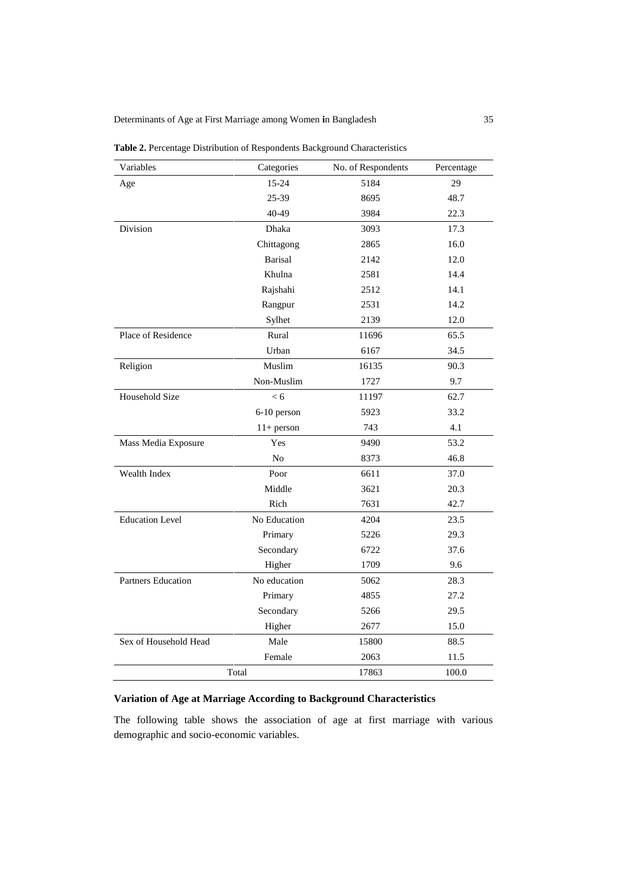**Table 2.** Percentage Distribution of Respondents Background Characteristics

| Variables | Categories | No. of Respondents | Percentage |
|---|---|---|---|
| Age | 15-24 | 5184 | 29 |
| | 25-39 | 8695 | 48.7 |
| | 40-49 | 3984 | 22.3 |
| Division | Dhaka | 3093 | 17.3 |
| | Chittagong | 2865 | 16.0 |
| | Barisal | 2142 | 12.0 |
| | Khulna | 2581 | 14.4 |
| | Rajshahi | 2512 | 14.1 |
| | Rangpur | 2531 | 14.2 |
| | Sylhet | 2139 | 12.0 |
| Place of Residence | Rural | 11696 | 65.5 |
| | Urban | 6167 | 34.5 |
| Religion | Muslim | 16135 | 90.3 |
| | Non-Muslim | 1727 | 9.7 |
| Household Size | < 6 | 11197 | 62.7 |
| | 6-10 person | 5923 | 33.2 |
| | 11+ person | 743 | 4.1 |
| Mass Media Exposure | Yes | 9490 | 53.2 |
| | No | 8373 | 46.8 |
| Wealth Index | Poor | 6611 | 37.0 |
| | Middle | 3621 | 20.3 |
| | Rich | 7631 | 42.7 |
| Education Level | No Education | 4204 | 23.5 |
| | Primary | 5226 | 29.3 |
| | Secondary | 6722 | 37.6 |
| | Higher | 1709 | 9.6 |
| Partners Education | No education | 5062 | 28.3 |
| | Primary | 4855 | 27.2 |
| | Secondary | 5266 | 29.5 |
| | Higher | 2677 | 15.0 |
| Sex of Household Head | Male | 15800 | 88.5 |
| | Female | 2063 | 11.5 |
| Total | | 17863 | 100.0 |

**Variation of Age at Marriage According to Background Characteristics**

The following table shows the association of age at first marriage with various demographic and socio-economic variables.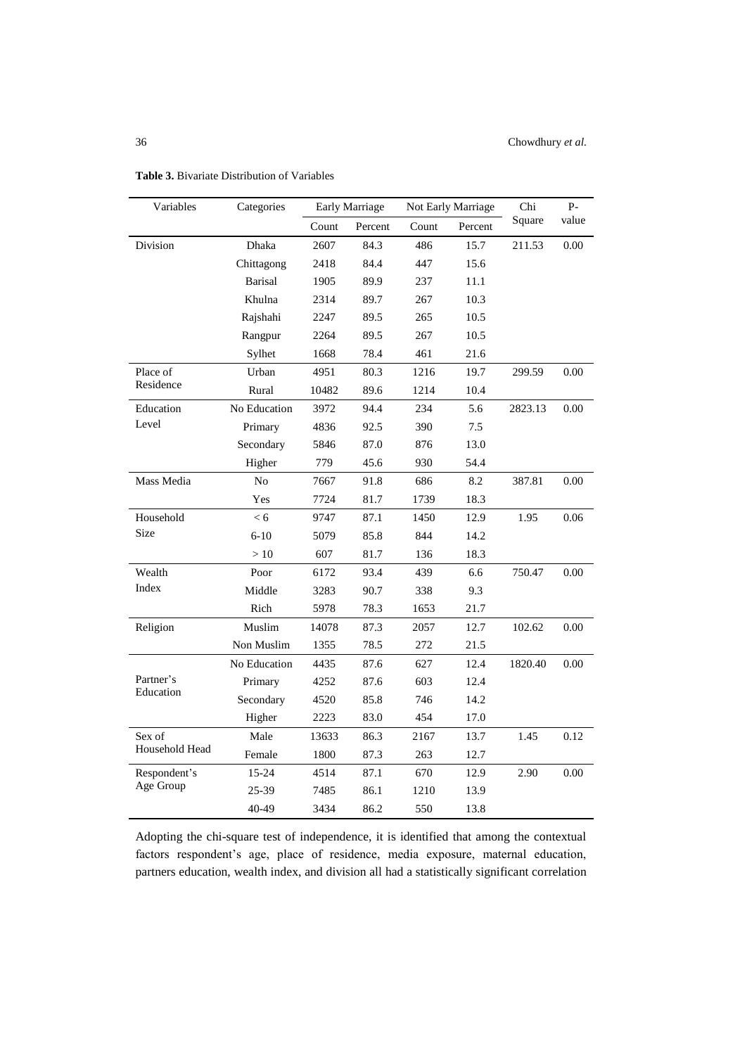**Table 3.** Bivariate Distribution of Variables

| Variables | Categories | Early Marriage | | Not Early Marriage | | Chi Square | P-value |
|---|---|---|---|---|---|---|---|
| | | Count | Percent | Count | Percent | | |
| Division | Dhaka | 2607 | 84.3 | 486 | 15.7 | 211.53 | 0.00 |
| | Chittagong | 2418 | 84.4 | 447 | 15.6 | | |
| | Barisal | 1905 | 89.9 | 237 | 11.1 | | |
| | Khulna | 2314 | 89.7 | 267 | 10.3 | | |
| | Rajshahi | 2247 | 89.5 | 265 | 10.5 | | |
| | Rangpur | 2264 | 89.5 | 267 | 10.5 | | |
| | Sylhet | 1668 | 78.4 | 461 | 21.6 | | |
| Place of Residence | Urban | 4951 | 80.3 | 1216 | 19.7 | 299.59 | 0.00 |
| | Rural | 10482 | 89.6 | 1214 | 10.4 | | |
| Education Level | No Education | 3972 | 94.4 | 234 | 5.6 | 2823.13 | 0.00 |
| | Primary | 4836 | 92.5 | 390 | 7.5 | | |
| | Secondary | 5846 | 87.0 | 876 | 13.0 | | |
| | Higher | 779 | 45.6 | 930 | 54.4 | | |
| Mass Media | No | 7667 | 91.8 | 686 | 8.2 | 387.81 | 0.00 |
| | Yes | 7724 | 81.7 | 1739 | 18.3 | | |
| Household Size | < 6 | 9747 | 87.1 | 1450 | 12.9 | 1.95 | 0.06 |
| | 6-10 | 5079 | 85.8 | 844 | 14.2 | | |
| | > 10 | 607 | 81.7 | 136 | 18.3 | | |
| Wealth Index | Poor | 6172 | 93.4 | 439 | 6.6 | 750.47 | 0.00 |
| | Middle | 3283 | 90.7 | 338 | 9.3 | | |
| | Rich | 5978 | 78.3 | 1653 | 21.7 | | |
| Religion | Muslim | 14078 | 87.3 | 2057 | 12.7 | 102.62 | 0.00 |
| | Non Muslim | 1355 | 78.5 | 272 | 21.5 | | |
| Partner's Education | No Education | 4435 | 87.6 | 627 | 12.4 | 1820.40 | 0.00 |
| | Primary | 4252 | 87.6 | 603 | 12.4 | | |
| | Secondary | 4520 | 85.8 | 746 | 14.2 | | |
| | Higher | 2223 | 83.0 | 454 | 17.0 | | |
| Sex of Household Head | Male | 13633 | 86.3 | 2167 | 13.7 | 1.45 | 0.12 |
| | Female | 1800 | 87.3 | 263 | 12.7 | | |
| Respondent's Age Group | 15-24 | 4514 | 87.1 | 670 | 12.9 | 2.90 | 0.00 |
| | 25-39 | 7485 | 86.1 | 1210 | 13.9 | | |
| | 40-49 | 3434 | 86.2 | 550 | 13.8 | | |

Adopting the chi-square test of independence, it is identified that among the contextual factors respondent's age, place of residence, media exposure, maternal education, partners education, wealth index, and division all had a statistically significant correlation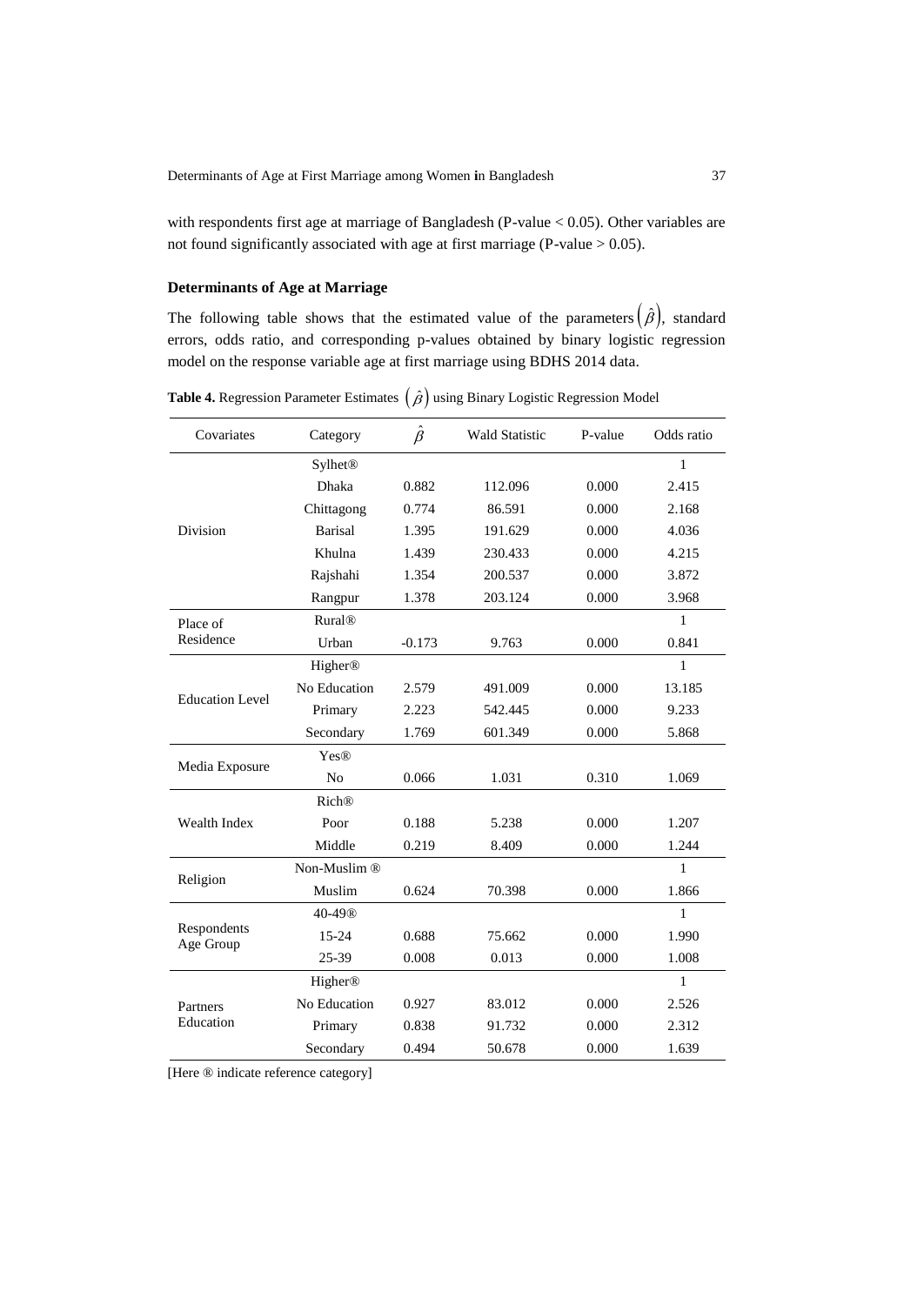with respondents first age at marriage of Bangladesh (P-value < 0.05). Other variables are not found significantly associated with age at first marriage (P-value > 0.05).

### Determinants of Age at Marriage

The following table shows that the estimated value of the parameters $(\hat{\beta})$, standard errors, odds ratio, and corresponding p-values obtained by binary logistic regression model on the response variable age at first marriage using BDHS 2014 data.

**Table 4.** Regression Parameter Estimates $(\hat{\beta})$ using Binary Logistic Regression Model

| Covariates | Category | $\hat{\beta}$ | Wald Statistic | P-value | Odds ratio |
|---|---|---|---|---|---|
| Division | Sylhet® | | | | 1 |
| | Dhaka | 0.882 | 112.096 | 0.000 | 2.415 |
| | Chittagong | 0.774 | 86.591 | 0.000 | 2.168 |
| | Barisal | 1.395 | 191.629 | 0.000 | 4.036 |
| | Khulna | 1.439 | 230.433 | 0.000 | 4.215 |
| | Rajshahi | 1.354 | 200.537 | 0.000 | 3.872 |
| | Rangpur | 1.378 | 203.124 | 0.000 | 3.968 |
| Place of Residence | Rural® | | | | 1 |
| | Urban | -0.173 | 9.763 | 0.000 | 0.841 |
| Education Level | Higher® | | | | 1 |
| | No Education | 2.579 | 491.009 | 0.000 | 13.185 |
| | Primary | 2.223 | 542.445 | 0.000 | 9.233 |
| | Secondary | 1.769 | 601.349 | 0.000 | 5.868 |
| Media Exposure | Yes® | | | | |
| | No | 0.066 | 1.031 | 0.310 | 1.069 |
| Wealth Index | Rich® | | | | |
| | Poor | 0.188 | 5.238 | 0.000 | 1.207 |
| | Middle | 0.219 | 8.409 | 0.000 | 1.244 |
| Religion | Non-Muslim ® | | | | 1 |
| | Muslim | 0.624 | 70.398 | 0.000 | 1.866 |
| Respondents Age Group | 40-49® | | | | 1 |
| | 15-24 | 0.688 | 75.662 | 0.000 | 1.990 |
| | 25-39 | 0.008 | 0.013 | 0.000 | 1.008 |
| Partners Education | Higher® | | | | 1 |
| | No Education | 0.927 | 83.012 | 0.000 | 2.526 |
| | Primary | 0.838 | 91.732 | 0.000 | 2.312 |
| | Secondary | 0.494 | 50.678 | 0.000 | 1.639 |

[Here ® indicate reference category]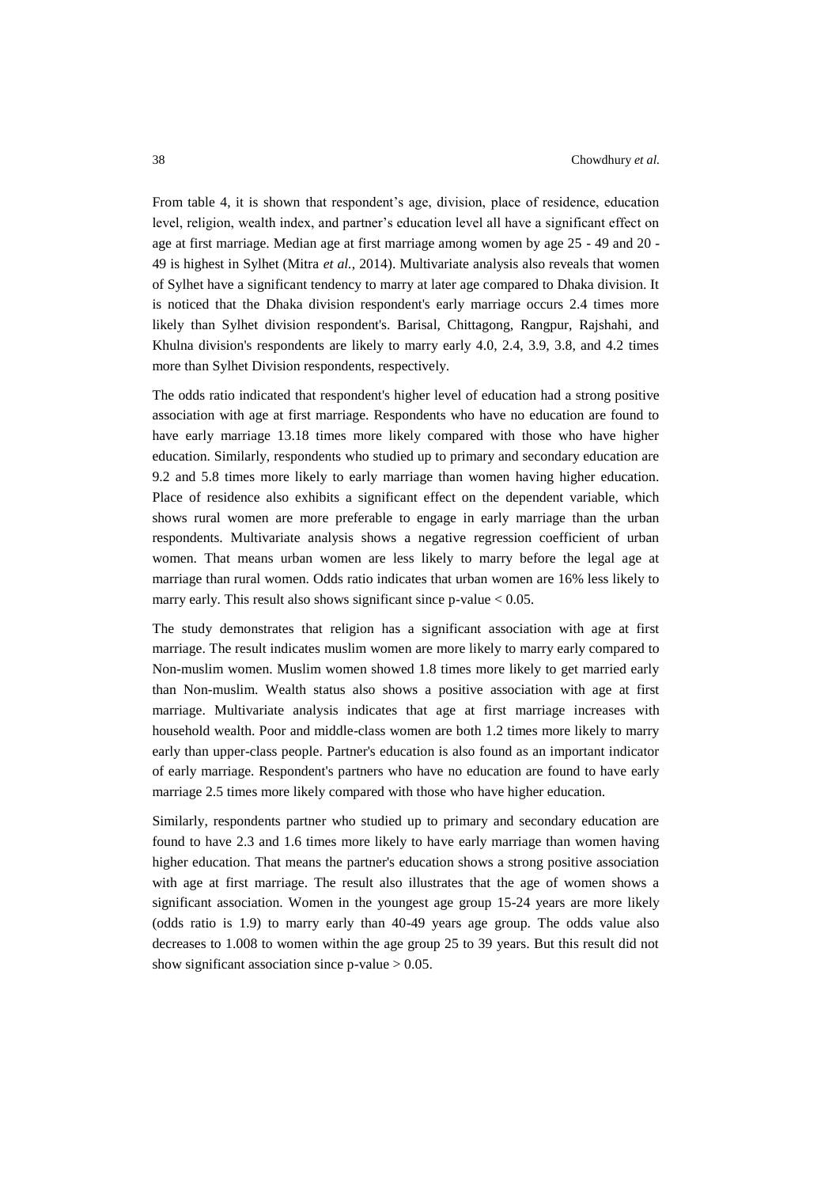From table 4, it is shown that respondent's age, division, place of residence, education level, religion, wealth index, and partner's education level all have a significant effect on age at first marriage. Median age at first marriage among women by age 25 - 49 and 20 - 49 is highest in Sylhet (Mitra *et al.*, 2014). Multivariate analysis also reveals that women of Sylhet have a significant tendency to marry at later age compared to Dhaka division. It is noticed that the Dhaka division respondent's early marriage occurs 2.4 times more likely than Sylhet division respondent's. Barisal, Chittagong, Rangpur, Rajshahi, and Khulna division's respondents are likely to marry early 4.0, 2.4, 3.9, 3.8, and 4.2 times more than Sylhet Division respondents, respectively.

The odds ratio indicated that respondent's higher level of education had a strong positive association with age at first marriage. Respondents who have no education are found to have early marriage 13.18 times more likely compared with those who have higher education. Similarly, respondents who studied up to primary and secondary education are 9.2 and 5.8 times more likely to early marriage than women having higher education. Place of residence also exhibits a significant effect on the dependent variable, which shows rural women are more preferable to engage in early marriage than the urban respondents. Multivariate analysis shows a negative regression coefficient of urban women. That means urban women are less likely to marry before the legal age at marriage than rural women. Odds ratio indicates that urban women are 16% less likely to marry early. This result also shows significant since p-value $< 0.05$.

The study demonstrates that religion has a significant association with age at first marriage. The result indicates muslim women are more likely to marry early compared to Non-muslim women. Muslim women showed 1.8 times more likely to get married early than Non-muslim. Wealth status also shows a positive association with age at first marriage. Multivariate analysis indicates that age at first marriage increases with household wealth. Poor and middle-class women are both 1.2 times more likely to marry early than upper-class people. Partner's education is also found as an important indicator of early marriage. Respondent's partners who have no education are found to have early marriage 2.5 times more likely compared with those who have higher education.

Similarly, respondents partner who studied up to primary and secondary education are found to have 2.3 and 1.6 times more likely to have early marriage than women having higher education. That means the partner's education shows a strong positive association with age at first marriage. The result also illustrates that the age of women shows a significant association. Women in the youngest age group 15-24 years are more likely (odds ratio is 1.9) to marry early than 40-49 years age group. The odds value also decreases to 1.008 to women within the age group 25 to 39 years. But this result did not show significant association since p-value $> 0.05$.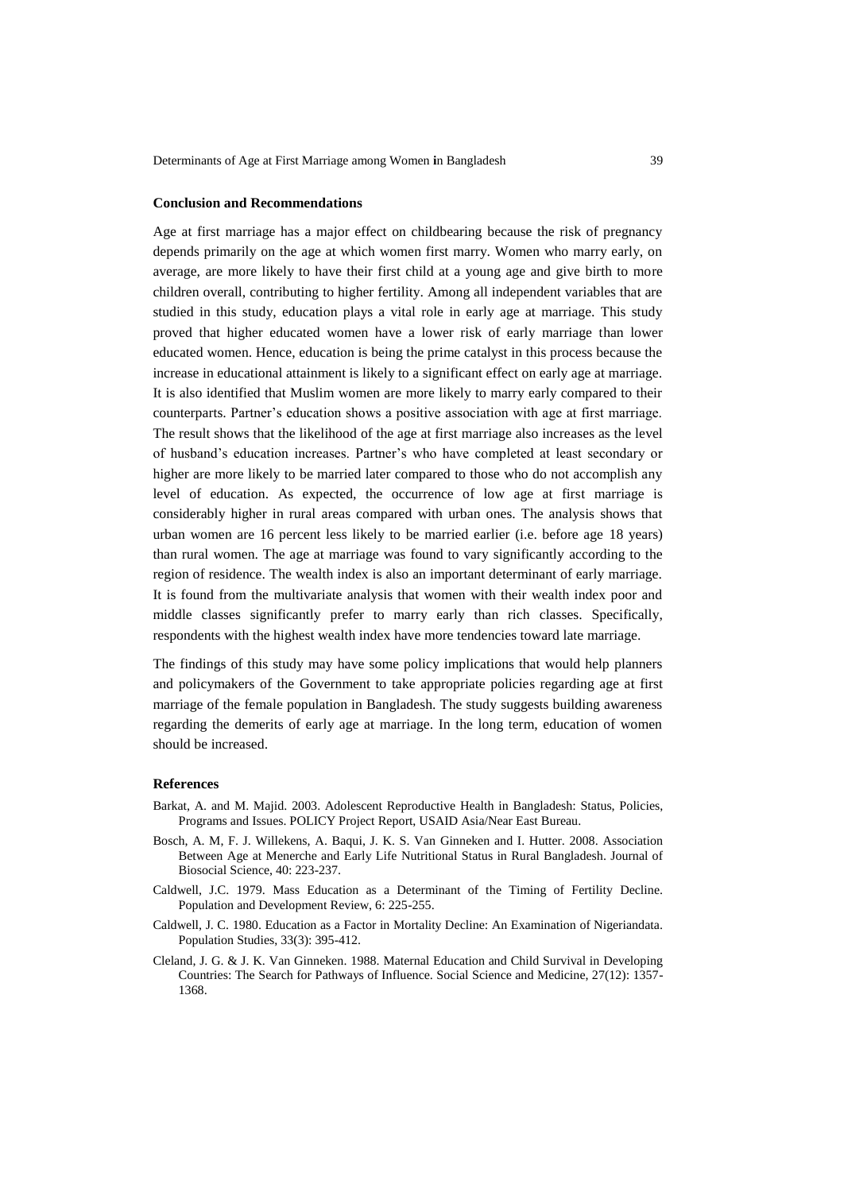### Conclusion and Recommendations

Age at first marriage has a major effect on childbearing because the risk of pregnancy depends primarily on the age at which women first marry. Women who marry early, on average, are more likely to have their first child at a young age and give birth to more children overall, contributing to higher fertility. Among all independent variables that are studied in this study, education plays a vital role in early age at marriage. This study proved that higher educated women have a lower risk of early marriage than lower educated women. Hence, education is being the prime catalyst in this process because the increase in educational attainment is likely to a significant effect on early age at marriage. It is also identified that Muslim women are more likely to marry early compared to their counterparts. Partner's education shows a positive association with age at first marriage. The result shows that the likelihood of the age at first marriage also increases as the level of husband's education increases. Partner's who have completed at least secondary or higher are more likely to be married later compared to those who do not accomplish any level of education. As expected, the occurrence of low age at first marriage is considerably higher in rural areas compared with urban ones. The analysis shows that urban women are 16 percent less likely to be married earlier (i.e. before age 18 years) than rural women. The age at marriage was found to vary significantly according to the region of residence. The wealth index is also an important determinant of early marriage. It is found from the multivariate analysis that women with their wealth index poor and middle classes significantly prefer to marry early than rich classes. Specifically, respondents with the highest wealth index have more tendencies toward late marriage.

The findings of this study may have some policy implications that would help planners and policymakers of the Government to take appropriate policies regarding age at first marriage of the female population in Bangladesh. The study suggests building awareness regarding the demerits of early age at marriage. In the long term, education of women should be increased.

### References

Barkat, A. and M. Majid. 2003. Adolescent Reproductive Health in Bangladesh: Status, Policies, Programs and Issues. POLICY Project Report, USAID Asia/Near East Bureau.

Bosch, A. M, F. J. Willekens, A. Baqui, J. K. S. Van Ginneken and I. Hutter. 2008. Association Between Age at Menerche and Early Life Nutritional Status in Rural Bangladesh. Journal of Biosocial Science, 40: 223-237.

Caldwell, J.C. 1979. Mass Education as a Determinant of the Timing of Fertility Decline. Population and Development Review, 6: 225-255.

Caldwell, J. C. 1980. Education as a Factor in Mortality Decline: An Examination of Nigeriandata. Population Studies, 33(3): 395-412.

Cleland, J. G. & J. K. Van Ginneken. 1988. Maternal Education and Child Survival in Developing Countries: The Search for Pathways of Influence. Social Science and Medicine, 27(12): 1357-1368.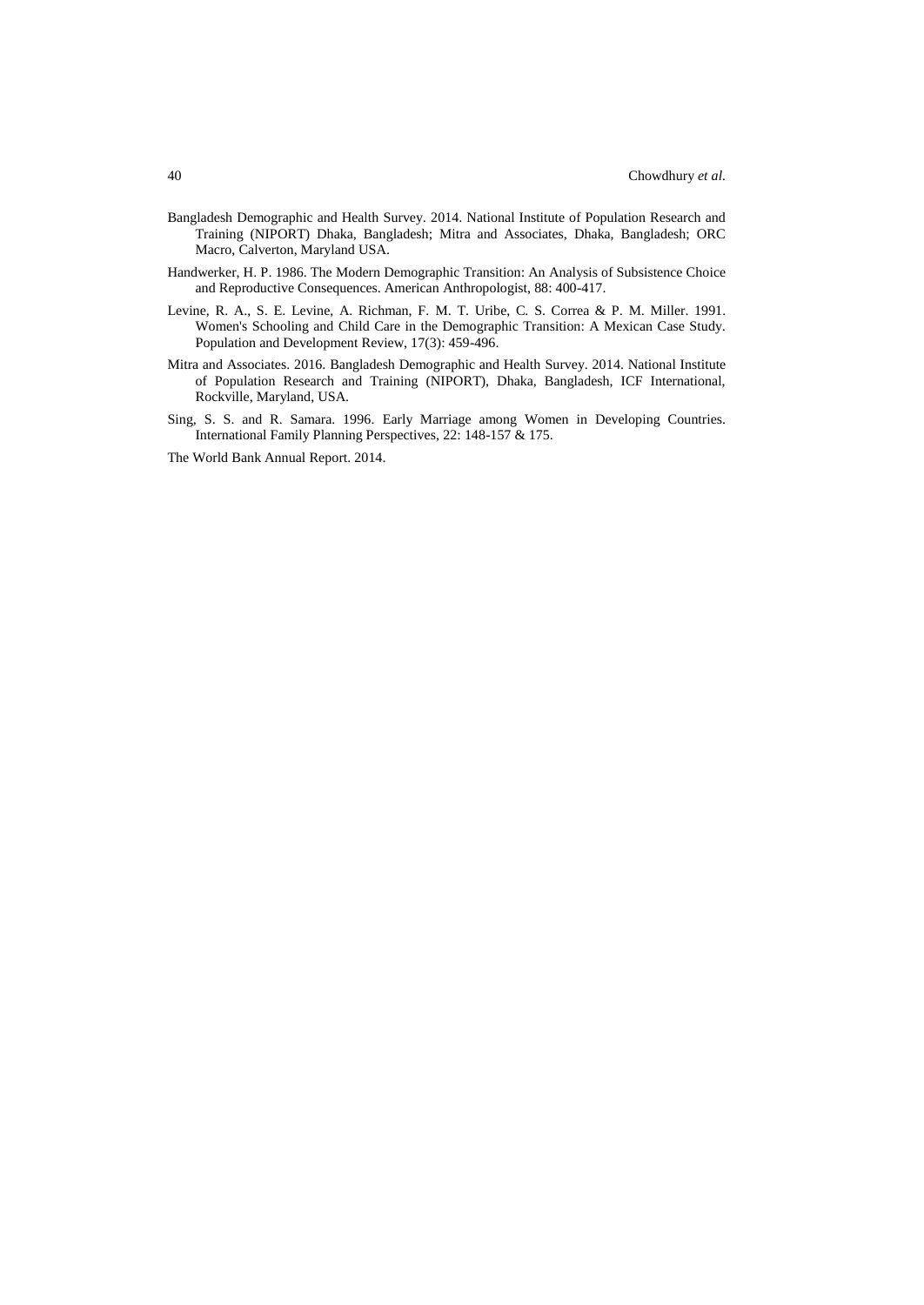Bangladesh Demographic and Health Survey. 2014. National Institute of Population Research and Training (NIPORT) Dhaka, Bangladesh; Mitra and Associates, Dhaka, Bangladesh; ORC Macro, Calverton, Maryland USA.

Handwerker, H. P. 1986. The Modern Demographic Transition: An Analysis of Subsistence Choice and Reproductive Consequences. American Anthropologist, 88: 400-417.

Levine, R. A., S. E. Levine, A. Richman, F. M. T. Uribe, C. S. Correa & P. M. Miller. 1991. Women's Schooling and Child Care in the Demographic Transition: A Mexican Case Study. Population and Development Review, 17(3): 459-496.

Mitra and Associates. 2016. Bangladesh Demographic and Health Survey. 2014. National Institute of Population Research and Training (NIPORT), Dhaka, Bangladesh, ICF International, Rockville, Maryland, USA.

Sing, S. S. and R. Samara. 1996. Early Marriage among Women in Developing Countries. International Family Planning Perspectives, 22: 148-157 & 175.

The World Bank Annual Report. 2014.